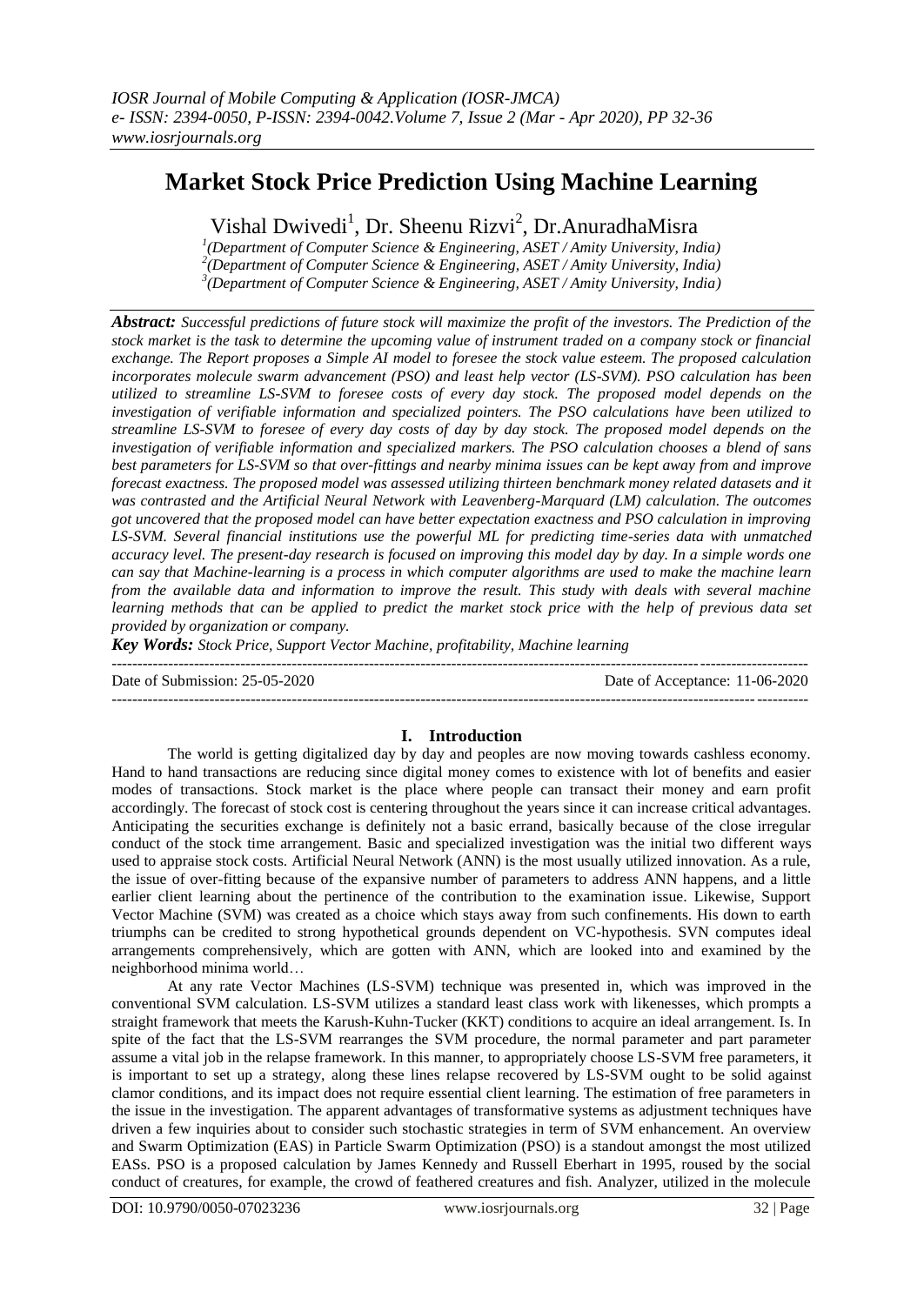# Market Stock Price Prediction Using Machine Learning

Vishal Dwivedi[1], Dr. Sheenu Rizvi[2], Dr.AnuradhaMisra

[1](Department of Computer Science & Engineering, ASET / Amity University, India)
[2](Department of Computer Science & Engineering, ASET / Amity University, India)
[3](Department of Computer Science & Engineering, ASET / Amity University, India)

***Abstract:*** *Successful predictions of future stock will maximize the profit of the investors. The Prediction of the stock market is the task to determine the upcoming value of instrument traded on a company stock or financial exchange. The Report proposes a Simple AI model to foresee the stock value esteem. The proposed calculation incorporates molecule swarm advancement (PSO) and least help vector (LS-SVM). PSO calculation has been utilized to streamline LS-SVM to foresee costs of every day stock. The proposed model depends on the investigation of verifiable information and specialized pointers. The PSO calculations have been utilized to streamline LS-SVM to foresee of every day costs of day by day stock. The proposed model depends on the investigation of verifiable information and specialized markers. The PSO calculation chooses a blend of sans best parameters for LS-SVM so that over-fittings and nearby minima issues can be kept away from and improve forecast exactness. The proposed model was assessed utilizing thirteen benchmark money related datasets and it was contrasted and the Artificial Neural Network with Leavenberg-Marquard (LM) calculation. The outcomes got uncovered that the proposed model can have better expectation exactness and PSO calculation in improving LS-SVM. Several financial institutions use the powerful ML for predicting time-series data with unmatched accuracy level. The present-day research is focused on improving this model day by day. In a simple words one can say that Machine-learning is a process in which computer algorithms are used to make the machine learn from the available data and information to improve the result. This study with deals with several machine learning methods that can be applied to predict the market stock price with the help of previous data set provided by organization or company.*

***Key Words:*** *Stock Price, Support Vector Machine, profitability, Machine learning*

Date of Submission: 25-05-2020 Date of Acceptance: 11-06-2020

## I. Introduction

The world is getting digitalized day by day and peoples are now moving towards cashless economy. Hand to hand transactions are reducing since digital money comes to existence with lot of benefits and easier modes of transactions. Stock market is the place where people can transact their money and earn profit accordingly. The forecast of stock cost is centering throughout the years since it can increase critical advantages. Anticipating the securities exchange is definitely not a basic errand, basically because of the close irregular conduct of the stock time arrangement. Basic and specialized investigation was the initial two different ways used to appraise stock costs. Artificial Neural Network (ANN) is the most usually utilized innovation. As a rule, the issue of over-fitting because of the expansive number of parameters to address ANN happens, and a little earlier client learning about the pertinence of the contribution to the examination issue. Likewise, Support Vector Machine (SVM) was created as a choice which stays away from such confinements. His down to earth triumphs can be credited to strong hypothetical grounds dependent on VC-hypothesis. SVN computes ideal arrangements comprehensively, which are gotten with ANN, which are looked into and examined by the neighborhood minima world…

At any rate Vector Machines (LS-SVM) technique was presented in, which was improved in the conventional SVM calculation. LS-SVM utilizes a standard least class work with likenesses, which prompts a straight framework that meets the Karush-Kuhn-Tucker (KKT) conditions to acquire an ideal arrangement. Is. In spite of the fact that the LS-SVM rearranges the SVM procedure, the normal parameter and part parameter assume a vital job in the relapse framework. In this manner, to appropriately choose LS-SVM free parameters, it is important to set up a strategy, along these lines relapse recovered by LS-SVM ought to be solid against clamor conditions, and its impact does not require essential client learning. The estimation of free parameters in the issue in the investigation. The apparent advantages of transformative systems as adjustment techniques have driven a few inquiries about to consider such stochastic strategies in term of SVM enhancement. An overview and Swarm Optimization (EAS) in Particle Swarm Optimization (PSO) is a standout amongst the most utilized EASs. PSO is a proposed calculation by James Kennedy and Russell Eberhart in 1995, roused by the social conduct of creatures, for example, the crowd of feathered creatures and fish. Analyzer, utilized in the molecule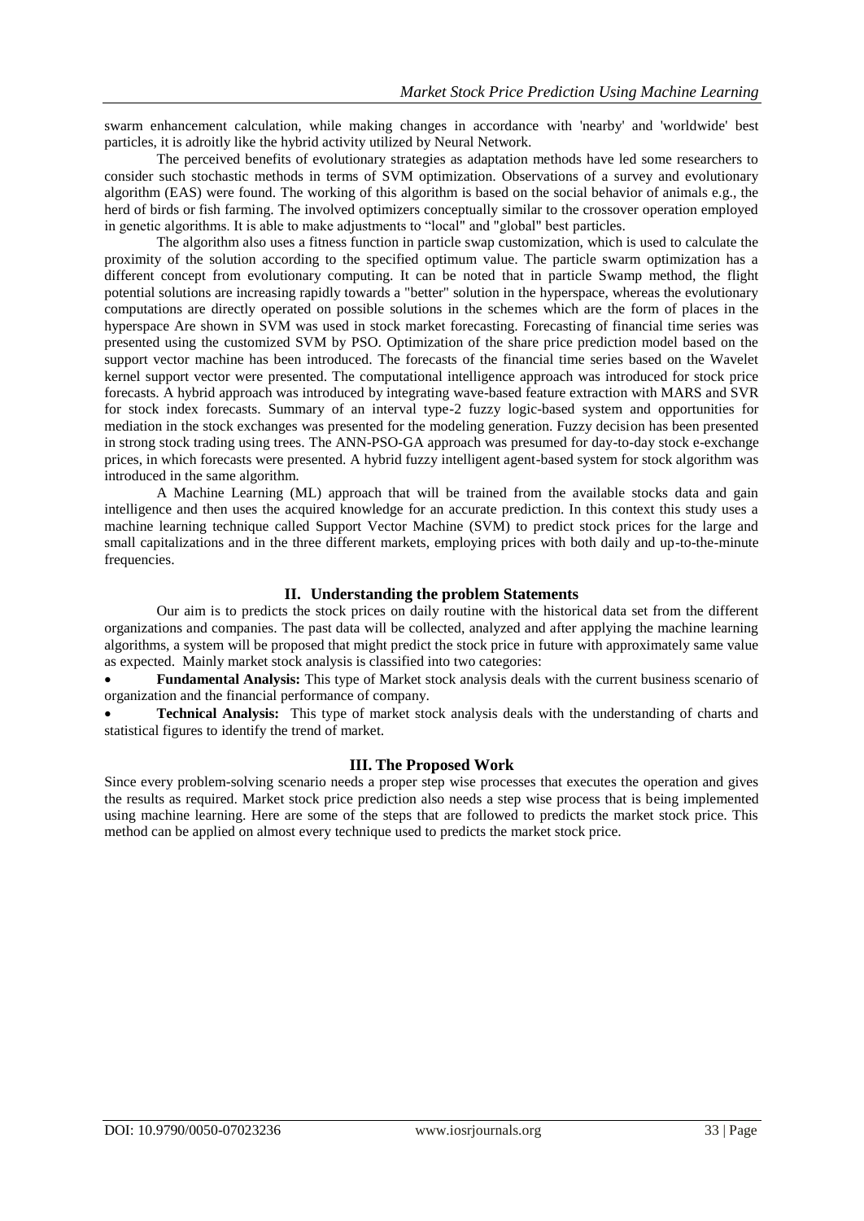swarm enhancement calculation, while making changes in accordance with 'nearby' and 'worldwide' best particles, it is adroitly like the hybrid activity utilized by Neural Network.

The perceived benefits of evolutionary strategies as adaptation methods have led some researchers to consider such stochastic methods in terms of SVM optimization. Observations of a survey and evolutionary algorithm (EAS) were found. The working of this algorithm is based on the social behavior of animals e.g., the herd of birds or fish farming. The involved optimizers conceptually similar to the crossover operation employed in genetic algorithms. It is able to make adjustments to "local" and "global" best particles.

The algorithm also uses a fitness function in particle swap customization, which is used to calculate the proximity of the solution according to the specified optimum value. The particle swarm optimization has a different concept from evolutionary computing. It can be noted that in particle Swamp method, the flight potential solutions are increasing rapidly towards a "better" solution in the hyperspace, whereas the evolutionary computations are directly operated on possible solutions in the schemes which are the form of places in the hyperspace Are shown in SVM was used in stock market forecasting. Forecasting of financial time series was presented using the customized SVM by PSO. Optimization of the share price prediction model based on the support vector machine has been introduced. The forecasts of the financial time series based on the Wavelet kernel support vector were presented. The computational intelligence approach was introduced for stock price forecasts. A hybrid approach was introduced by integrating wave-based feature extraction with MARS and SVR for stock index forecasts. Summary of an interval type-2 fuzzy logic-based system and opportunities for mediation in the stock exchanges was presented for the modeling generation. Fuzzy decision has been presented in strong stock trading using trees. The ANN-PSO-GA approach was presumed for day-to-day stock e-exchange prices, in which forecasts were presented. A hybrid fuzzy intelligent agent-based system for stock algorithm was introduced in the same algorithm.

A Machine Learning (ML) approach that will be trained from the available stocks data and gain intelligence and then uses the acquired knowledge for an accurate prediction. In this context this study uses a machine learning technique called Support Vector Machine (SVM) to predict stock prices for the large and small capitalizations and in the three different markets, employing prices with both daily and up-to-the-minute frequencies.

## II. Understanding the problem Statements

Our aim is to predicts the stock prices on daily routine with the historical data set from the different organizations and companies. The past data will be collected, analyzed and after applying the machine learning algorithms, a system will be proposed that might predict the stock price in future with approximately same value as expected. Mainly market stock analysis is classified into two categories:

- **Fundamental Analysis:** This type of Market stock analysis deals with the current business scenario of organization and the financial performance of company.
- **Technical Analysis:** This type of market stock analysis deals with the understanding of charts and statistical figures to identify the trend of market.

## III. The Proposed Work

Since every problem-solving scenario needs a proper step wise processes that executes the operation and gives the results as required. Market stock price prediction also needs a step wise process that is being implemented using machine learning. Here are some of the steps that are followed to predicts the market stock price. This method can be applied on almost every technique used to predicts the market stock price.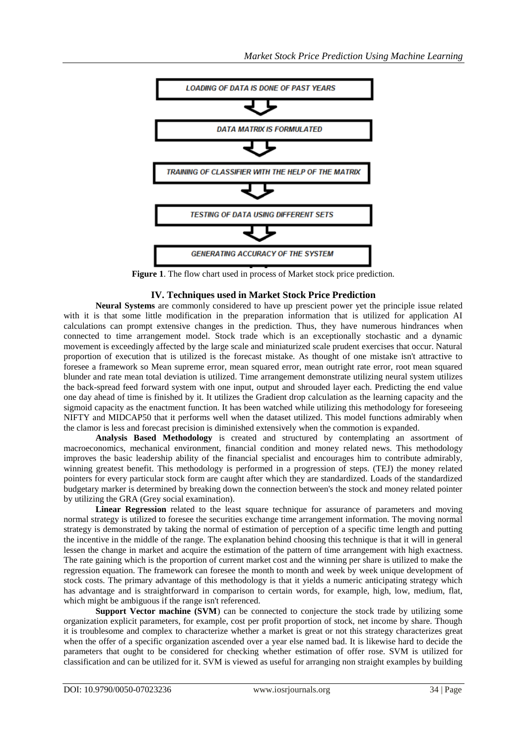LOADING OF DATA IS DONE OF PAST YEARS

DATA MATRIX IS FORMULATED

TRAINING OF CLASSIFIER WITH THE HELP OF THE MATRIX

TESTING OF DATA USING DIFFERENT SETS

GENERATING ACCURACY OF THE SYSTEM

**Figure 1**. The flow chart used in process of Market stock price prediction.

## IV. Techniques used in Market Stock Price Prediction

**Neural Systems** are commonly considered to have up prescient power yet the principle issue related with it is that some little modification in the preparation information that is utilized for application AI calculations can prompt extensive changes in the prediction. Thus, they have numerous hindrances when connected to time arrangement model. Stock trade which is an exceptionally stochastic and a dynamic movement is exceedingly affected by the large scale and miniaturized scale prudent exercises that occur. Natural proportion of execution that is utilized is the forecast mistake. As thought of one mistake isn't attractive to foresee a framework so Mean supreme error, mean squared error, mean outright rate error, root mean squared blunder and rate mean total deviation is utilized. Time arrangement demonstrate utilizing neural system utilizes the back-spread feed forward system with one input, output and shrouded layer each. Predicting the end value one day ahead of time is finished by it. It utilizes the Gradient drop calculation as the learning capacity and the sigmoid capacity as the enactment function. It has been watched while utilizing this methodology for foreseeing NIFTY and MIDCAP50 that it performs well when the dataset utilized. This model functions admirably when the clamor is less and forecast precision is diminished extensively when the commotion is expanded.

**Analysis Based Methodology** is created and structured by contemplating an assortment of macroeconomics, mechanical environment, financial condition and money related news. This methodology improves the basic leadership ability of the financial specialist and encourages him to contribute admirably, winning greatest benefit. This methodology is performed in a progression of steps. (TEJ) the money related pointers for every particular stock form are caught after which they are standardized. Loads of the standardized budgetary marker is determined by breaking down the connection between's the stock and money related pointer by utilizing the GRA (Grey social examination).

**Linear Regression** related to the least square technique for assurance of parameters and moving normal strategy is utilized to foresee the securities exchange time arrangement information. The moving normal strategy is demonstrated by taking the normal of estimation of perception of a specific time length and putting the incentive in the middle of the range. The explanation behind choosing this technique is that it will in general lessen the change in market and acquire the estimation of the pattern of time arrangement with high exactness. The rate gaining which is the proportion of current market cost and the winning per share is utilized to make the regression equation. The framework can foresee the month to month and week by week unique development of stock costs. The primary advantage of this methodology is that it yields a numeric anticipating strategy which has advantage and is straightforward in comparison to certain words, for example, high, low, medium, flat, which might be ambiguous if the range isn't referenced.

**Support Vector machine (SVM**) can be connected to conjecture the stock trade by utilizing some organization explicit parameters, for example, cost per profit proportion of stock, net income by share. Though it is troublesome and complex to characterize whether a market is great or not this strategy characterizes great when the offer of a specific organization ascended over a year else named bad. It is likewise hard to decide the parameters that ought to be considered for checking whether estimation of offer rose. SVM is utilized for classification and can be utilized for it. SVM is viewed as useful for arranging non straight examples by building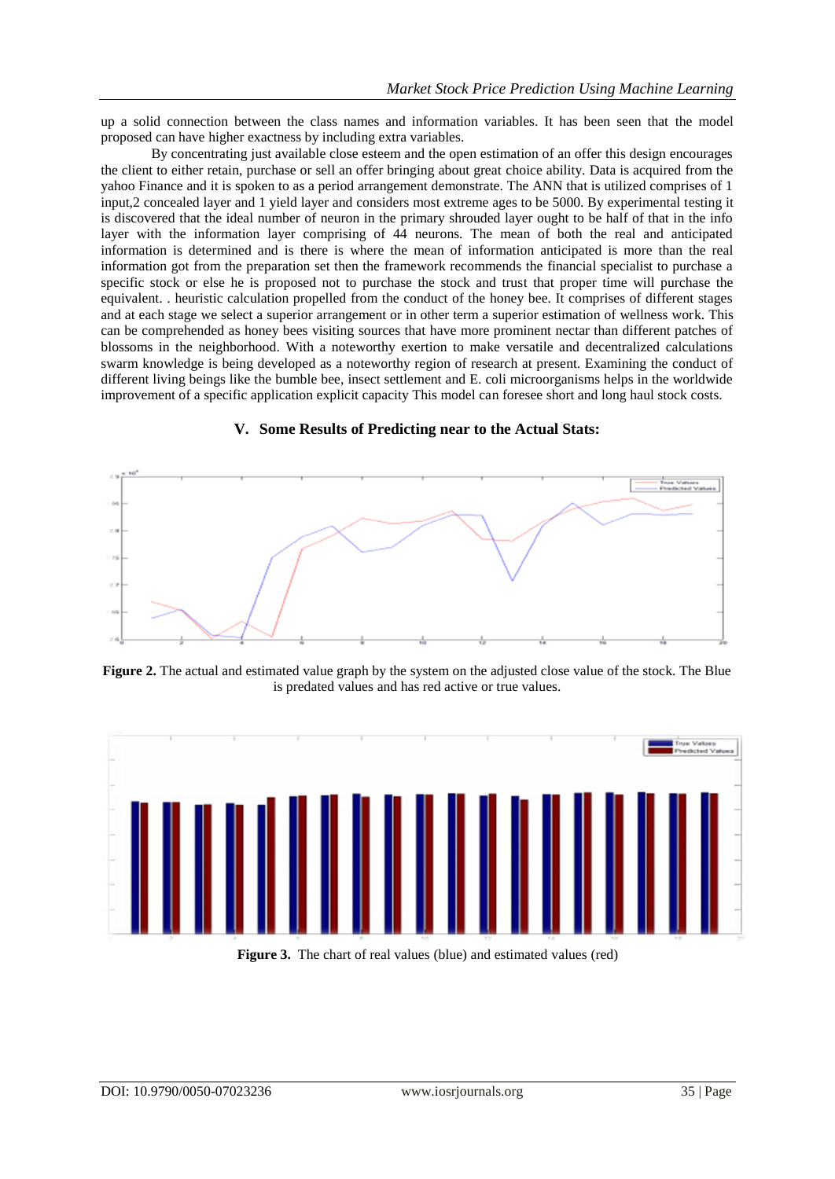up a solid connection between the class names and information variables. It has been seen that the model proposed can have higher exactness by including extra variables.

By concentrating just available close esteem and the open estimation of an offer this design encourages the client to either retain, purchase or sell an offer bringing about great choice ability. Data is acquired from the yahoo Finance and it is spoken to as a period arrangement demonstrate. The ANN that is utilized comprises of 1 input,2 concealed layer and 1 yield layer and considers most extreme ages to be 5000. By experimental testing it is discovered that the ideal number of neuron in the primary shrouded layer ought to be half of that in the info layer with the information layer comprising of 44 neurons. The mean of both the real and anticipated information is determined and is there is where the mean of information anticipated is more than the real information got from the preparation set then the framework recommends the financial specialist to purchase a specific stock or else he is proposed not to purchase the stock and trust that proper time will purchase the equivalent. . heuristic calculation propelled from the conduct of the honey bee. It comprises of different stages and at each stage we select a superior arrangement or in other term a superior estimation of wellness work. This can be comprehended as honey bees visiting sources that have more prominent nectar than different patches of blossoms in the neighborhood. With a noteworthy exertion to make versatile and decentralized calculations swarm knowledge is being developed as a noteworthy region of research at present. Examining the conduct of different living beings like the bumble bee, insect settlement and E. coli microorganisms helps in the worldwide improvement of a specific application explicit capacity This model can foresee short and long haul stock costs.

## V. Some Results of Predicting near to the Actual Stats:

**Figure 2.** The actual and estimated value graph by the system on the adjusted close value of the stock. The Blue is predated values and has red active or true values.

**Figure 3.** The chart of real values (blue) and estimated values (red)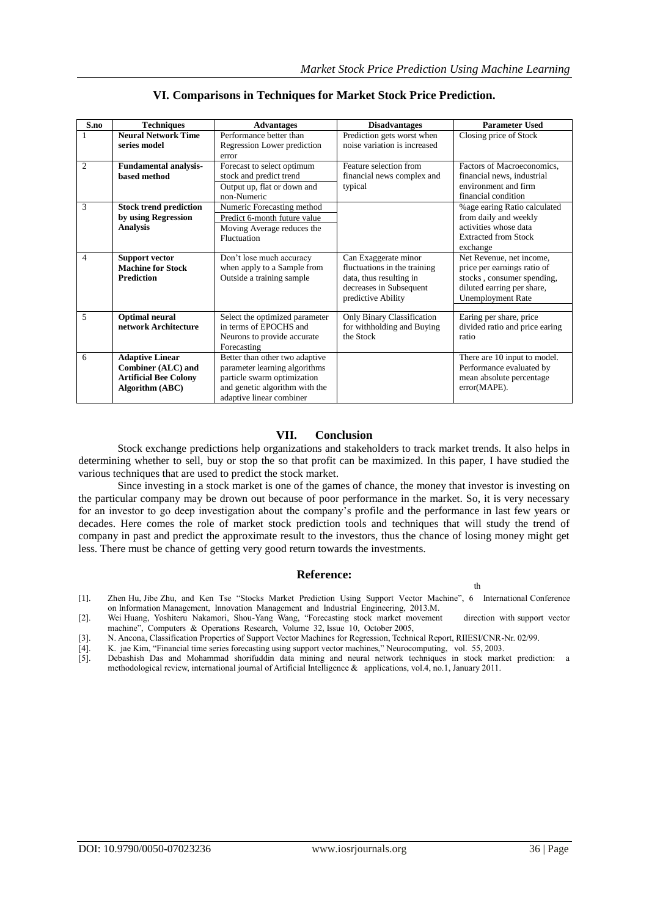## VI. Comparisons in Techniques for Market Stock Price Prediction.

| S.no | Techniques | Advantages | Disadvantages | Parameter Used |
|---|---|---|---|---|
| 1 | **Neural Network Time series model** | Performance better than Regression Lower prediction error | Prediction gets worst when noise variation is increased | Closing price of Stock |
| 2 | **Fundamental analysis-based method** | Forecast to select optimum stock and predict trend<br>Output up, flat or down and non-Numeric | Feature selection from financial news complex and typical | Factors of Macroeconomics, financial news, industrial environment and firm financial condition |
| 3 | **Stock trend prediction by using Regression Analysis** | Numeric Forecasting method<br>Predict 6-month future value<br>Moving Average reduces the Fluctuation | | %age earing Ratio calculated from daily and weekly activities whose data Extracted from Stock exchange |
| 4 | **Support vector Machine for Stock Prediction** | Don't lose much accuracy when apply to a Sample from Outside a training sample | Can Exaggerate minor fluctuations in the training data, thus resulting in decreases in Subsequent predictive Ability | Net Revenue, net income, price per earnings ratio of stocks , consumer spending, diluted earring per share, Unemployment Rate |
| 5 | **Optimal neural network Architecture** | Select the optimized parameter in terms of EPOCHS and Neurons to provide accurate Forecasting | Only Binary Classification for withholding and Buying the Stock | Earing per share, price divided ratio and price earing ratio |
| 6 | **Adaptive Linear Combiner (ALC) and Artificial Bee Colony Algorithm (ABC)** | Better than other two adaptive parameter learning algorithms particle swarm optimization and genetic algorithm with the adaptive linear combiner | | There are 10 input to model. Performance evaluated by mean absolute percentage error(MAPE). |

## VII. Conclusion

Stock exchange predictions help organizations and stakeholders to track market trends. It also helps in determining whether to sell, buy or stop the so that profit can be maximized. In this paper, I have studied the various techniques that are used to predict the stock market.

Since investing in a stock market is one of the games of chance, the money that investor is investing on the particular company may be drown out because of poor performance in the market. So, it is very necessary for an investor to go deep investigation about the company's profile and the performance in last few years or decades. Here comes the role of market stock prediction tools and techniques that will study the trend of company in past and predict the approximate result to the investors, thus the chance of losing money might get less. There must be chance of getting very good return towards the investments.

## Reference:

[1]. Zhen Hu, Jibe Zhu, and Ken Tse "Stocks Market Prediction Using Support Vector Machine", 6th International Conference on Information Management, Innovation Management and Industrial Engineering, 2013.M.

[2]. Wei Huang, Yoshiteru Nakamori, Shou-Yang Wang, "Forecasting stock market movement direction with support vector machine", Computers & Operations Research, Volume 32, Issue 10, October 2005,

[3]. N. Ancona, Classification Properties of Support Vector Machines for Regression, Technical Report, RIIESI/CNR-Nr. 02/99.

[4]. K. jae Kim, "Financial time series forecasting using support vector machines," Neurocomputing, vol. 55, 2003.

[5]. Debashish Das and Mohammad shorifuddin data mining and neural network techniques in stock market prediction: a methodological review, international journal of Artificial Intelligence & applications, vol.4, no.1, January 2011.